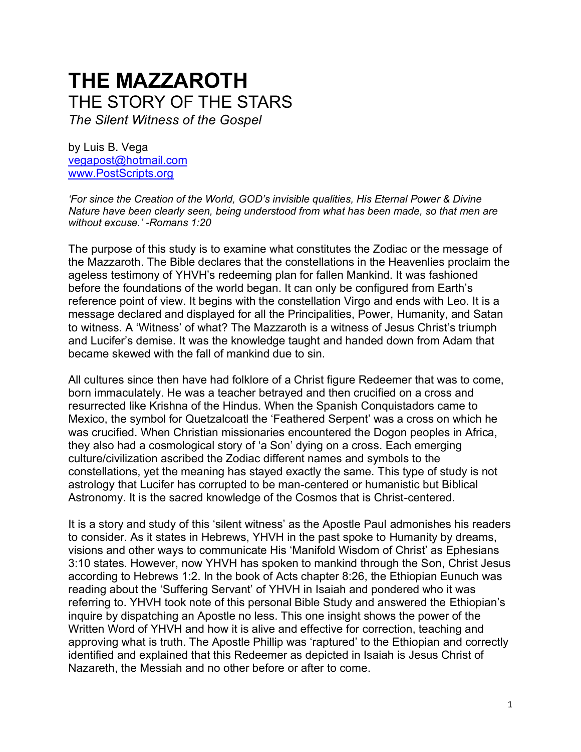# THE MAZZAROTH

## THE STORY OF THE STARS

*The Silent Witness of the Gospel*

by Luis B. Vega
vegapost@hotmail.com
www.PostScripts.org

*'For since the Creation of the World, GOD's invisible qualities, His Eternal Power & Divine Nature have been clearly seen, being understood from what has been made, so that men are without excuse.' -Romans 1:20*

The purpose of this study is to examine what constitutes the Zodiac or the message of the Mazzaroth. The Bible declares that the constellations in the Heavenlies proclaim the ageless testimony of YHVH's redeeming plan for fallen Mankind. It was fashioned before the foundations of the world began. It can only be configured from Earth's reference point of view. It begins with the constellation Virgo and ends with Leo. It is a message declared and displayed for all the Principalities, Power, Humanity, and Satan to witness. A 'Witness' of what? The Mazzaroth is a witness of Jesus Christ's triumph and Lucifer's demise. It was the knowledge taught and handed down from Adam that became skewed with the fall of mankind due to sin.

All cultures since then have had folklore of a Christ figure Redeemer that was to come, born immaculately. He was a teacher betrayed and then crucified on a cross and resurrected like Krishna of the Hindus. When the Spanish Conquistadors came to Mexico, the symbol for Quetzalcoatl the 'Feathered Serpent' was a cross on which he was crucified. When Christian missionaries encountered the Dogon peoples in Africa, they also had a cosmological story of 'a Son' dying on a cross. Each emerging culture/civilization ascribed the Zodiac different names and symbols to the constellations, yet the meaning has stayed exactly the same. This type of study is not astrology that Lucifer has corrupted to be man-centered or humanistic but Biblical Astronomy. It is the sacred knowledge of the Cosmos that is Christ-centered.

It is a story and study of this 'silent witness' as the Apostle Paul admonishes his readers to consider. As it states in Hebrews, YHVH in the past spoke to Humanity by dreams, visions and other ways to communicate His 'Manifold Wisdom of Christ' as Ephesians 3:10 states. However, now YHVH has spoken to mankind through the Son, Christ Jesus according to Hebrews 1:2. In the book of Acts chapter 8:26, the Ethiopian Eunuch was reading about the 'Suffering Servant' of YHVH in Isaiah and pondered who it was referring to. YHVH took note of this personal Bible Study and answered the Ethiopian's inquire by dispatching an Apostle no less. This one insight shows the power of the Written Word of YHVH and how it is alive and effective for correction, teaching and approving what is truth. The Apostle Phillip was 'raptured' to the Ethiopian and correctly identified and explained that this Redeemer as depicted in Isaiah is Jesus Christ of Nazareth, the Messiah and no other before or after to come.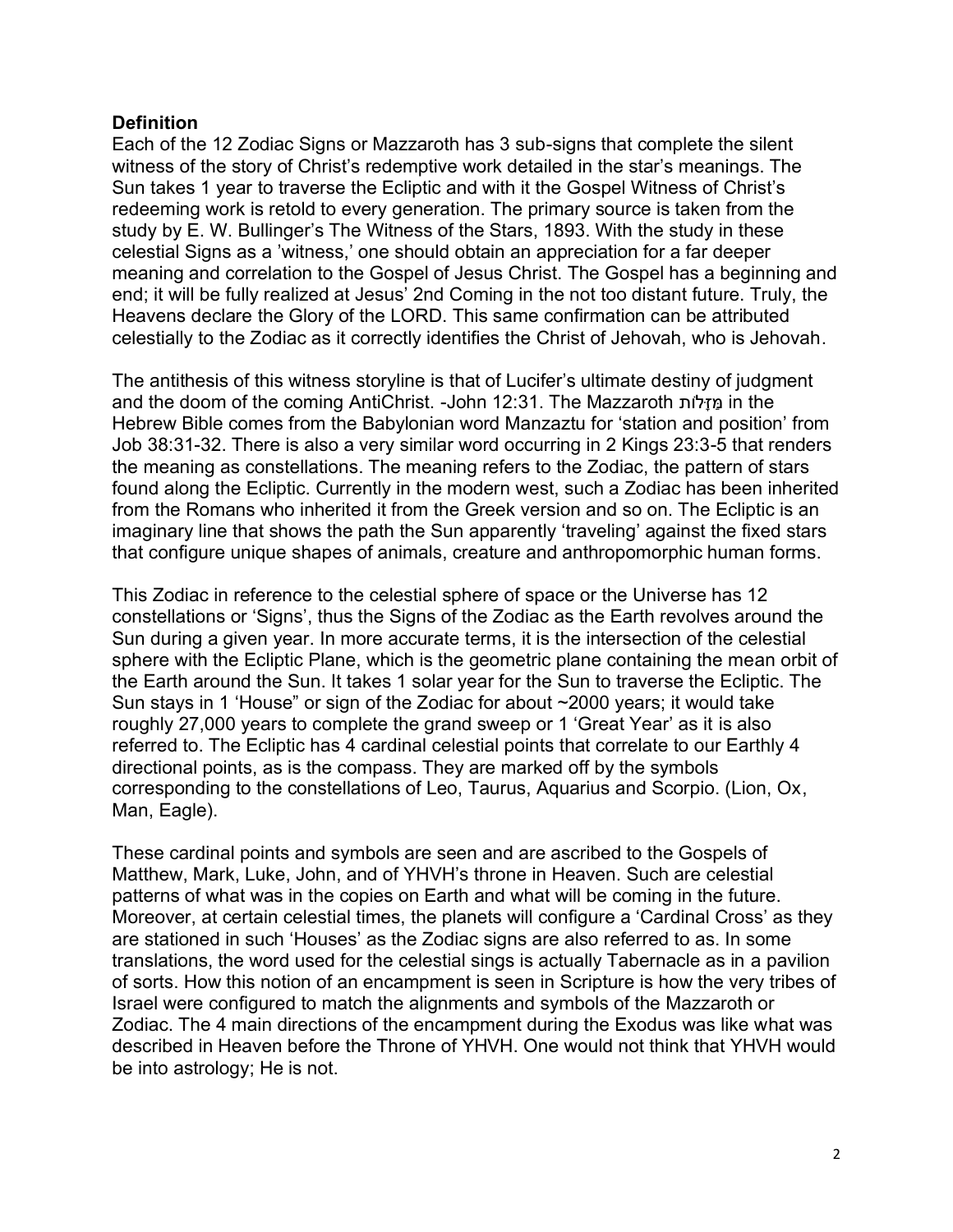**Definition**

Each of the 12 Zodiac Signs or Mazzaroth has 3 sub-signs that complete the silent witness of the story of Christ's redemptive work detailed in the star's meanings. The Sun takes 1 year to traverse the Ecliptic and with it the Gospel Witness of Christ's redeeming work is retold to every generation. The primary source is taken from the study by E. W. Bullinger's The Witness of the Stars, 1893. With the study in these celestial Signs as a 'witness,' one should obtain an appreciation for a far deeper meaning and correlation to the Gospel of Jesus Christ. The Gospel has a beginning and end; it will be fully realized at Jesus' 2nd Coming in the not too distant future. Truly, the Heavens declare the Glory of the LORD. This same confirmation can be attributed celestially to the Zodiac as it correctly identifies the Christ of Jehovah, who is Jehovah.

The antithesis of this witness storyline is that of Lucifer's ultimate destiny of judgment and the doom of the coming AntiChrist. -John 12:31. The Mazzaroth מַזָּלוֹת in the Hebrew Bible comes from the Babylonian word Manzaztu for 'station and position' from Job 38:31-32. There is also a very similar word occurring in 2 Kings 23:3-5 that renders the meaning as constellations. The meaning refers to the Zodiac, the pattern of stars found along the Ecliptic. Currently in the modern west, such a Zodiac has been inherited from the Romans who inherited it from the Greek version and so on. The Ecliptic is an imaginary line that shows the path the Sun apparently 'traveling' against the fixed stars that configure unique shapes of animals, creature and anthropomorphic human forms.

This Zodiac in reference to the celestial sphere of space or the Universe has 12 constellations or 'Signs', thus the Signs of the Zodiac as the Earth revolves around the Sun during a given year. In more accurate terms, it is the intersection of the celestial sphere with the Ecliptic Plane, which is the geometric plane containing the mean orbit of the Earth around the Sun. It takes 1 solar year for the Sun to traverse the Ecliptic. The Sun stays in 1 'House" or sign of the Zodiac for about ~2000 years; it would take roughly 27,000 years to complete the grand sweep or 1 'Great Year' as it is also referred to. The Ecliptic has 4 cardinal celestial points that correlate to our Earthly 4 directional points, as is the compass. They are marked off by the symbols corresponding to the constellations of Leo, Taurus, Aquarius and Scorpio. (Lion, Ox, Man, Eagle).

These cardinal points and symbols are seen and are ascribed to the Gospels of Matthew, Mark, Luke, John, and of YHVH's throne in Heaven. Such are celestial patterns of what was in the copies on Earth and what will be coming in the future. Moreover, at certain celestial times, the planets will configure a 'Cardinal Cross' as they are stationed in such 'Houses' as the Zodiac signs are also referred to as. In some translations, the word used for the celestial sings is actually Tabernacle as in a pavilion of sorts. How this notion of an encampment is seen in Scripture is how the very tribes of Israel were configured to match the alignments and symbols of the Mazzaroth or Zodiac. The 4 main directions of the encampment during the Exodus was like what was described in Heaven before the Throne of YHVH. One would not think that YHVH would be into astrology; He is not.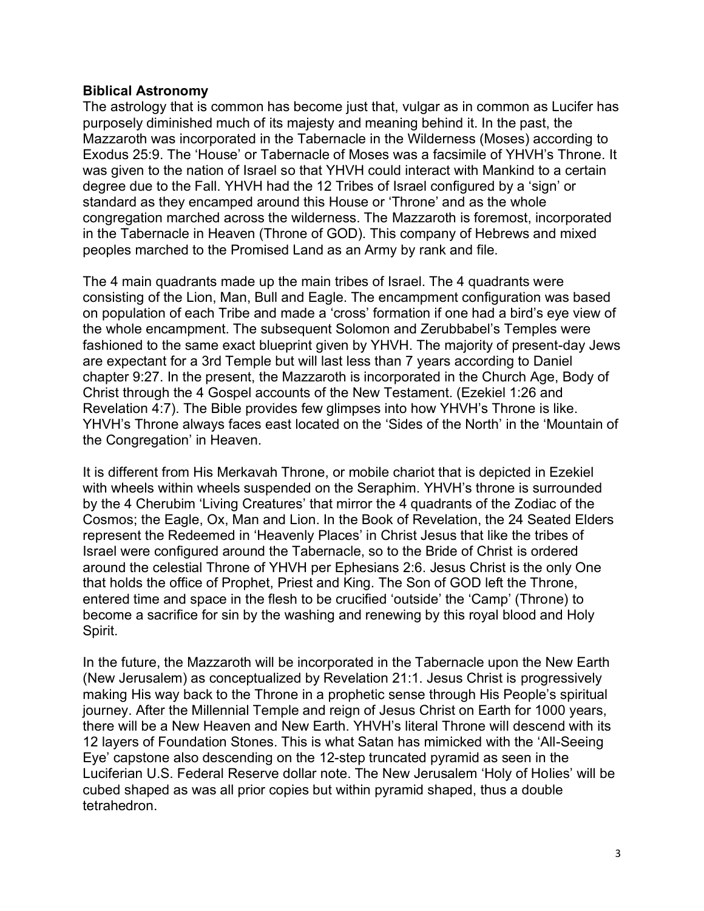**Biblical Astronomy**

The astrology that is common has become just that, vulgar as in common as Lucifer has purposely diminished much of its majesty and meaning behind it. In the past, the Mazzaroth was incorporated in the Tabernacle in the Wilderness (Moses) according to Exodus 25:9. The 'House' or Tabernacle of Moses was a facsimile of YHVH's Throne. It was given to the nation of Israel so that YHVH could interact with Mankind to a certain degree due to the Fall. YHVH had the 12 Tribes of Israel configured by a 'sign' or standard as they encamped around this House or 'Throne' and as the whole congregation marched across the wilderness. The Mazzaroth is foremost, incorporated in the Tabernacle in Heaven (Throne of GOD). This company of Hebrews and mixed peoples marched to the Promised Land as an Army by rank and file.

The 4 main quadrants made up the main tribes of Israel. The 4 quadrants were consisting of the Lion, Man, Bull and Eagle. The encampment configuration was based on population of each Tribe and made a 'cross' formation if one had a bird's eye view of the whole encampment. The subsequent Solomon and Zerubbabel's Temples were fashioned to the same exact blueprint given by YHVH. The majority of present-day Jews are expectant for a 3rd Temple but will last less than 7 years according to Daniel chapter 9:27. In the present, the Mazzaroth is incorporated in the Church Age, Body of Christ through the 4 Gospel accounts of the New Testament. (Ezekiel 1:26 and Revelation 4:7). The Bible provides few glimpses into how YHVH's Throne is like. YHVH's Throne always faces east located on the 'Sides of the North' in the 'Mountain of the Congregation' in Heaven.

It is different from His Merkavah Throne, or mobile chariot that is depicted in Ezekiel with wheels within wheels suspended on the Seraphim. YHVH's throne is surrounded by the 4 Cherubim 'Living Creatures' that mirror the 4 quadrants of the Zodiac of the Cosmos; the Eagle, Ox, Man and Lion. In the Book of Revelation, the 24 Seated Elders represent the Redeemed in 'Heavenly Places' in Christ Jesus that like the tribes of Israel were configured around the Tabernacle, so to the Bride of Christ is ordered around the celestial Throne of YHVH per Ephesians 2:6. Jesus Christ is the only One that holds the office of Prophet, Priest and King. The Son of GOD left the Throne, entered time and space in the flesh to be crucified 'outside' the 'Camp' (Throne) to become a sacrifice for sin by the washing and renewing by this royal blood and Holy Spirit.

In the future, the Mazzaroth will be incorporated in the Tabernacle upon the New Earth (New Jerusalem) as conceptualized by Revelation 21:1. Jesus Christ is progressively making His way back to the Throne in a prophetic sense through His People's spiritual journey. After the Millennial Temple and reign of Jesus Christ on Earth for 1000 years, there will be a New Heaven and New Earth. YHVH's literal Throne will descend with its 12 layers of Foundation Stones. This is what Satan has mimicked with the 'All-Seeing Eye' capstone also descending on the 12-step truncated pyramid as seen in the Luciferian U.S. Federal Reserve dollar note. The New Jerusalem 'Holy of Holies' will be cubed shaped as was all prior copies but within pyramid shaped, thus a double tetrahedron.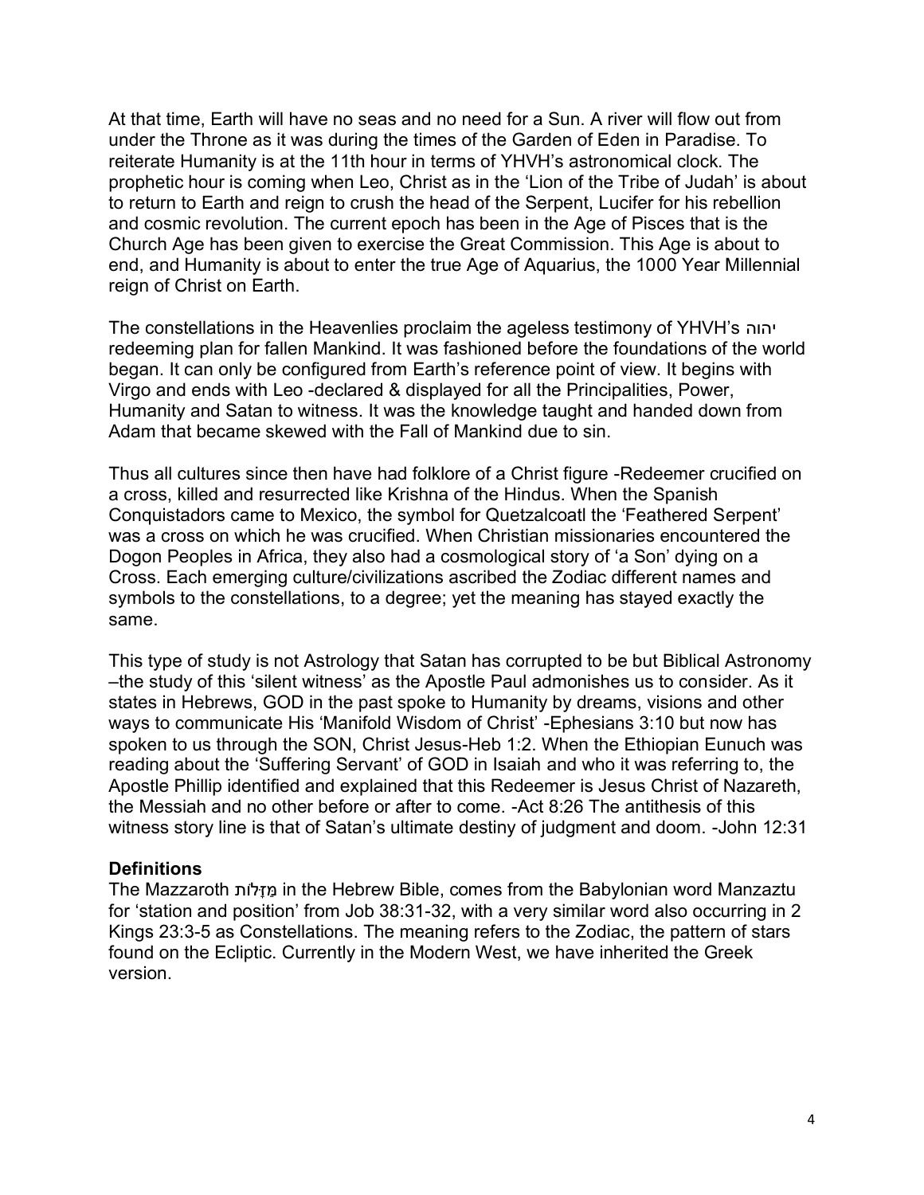At that time, Earth will have no seas and no need for a Sun. A river will flow out from under the Throne as it was during the times of the Garden of Eden in Paradise. To reiterate Humanity is at the 11th hour in terms of YHVH's astronomical clock. The prophetic hour is coming when Leo, Christ as in the 'Lion of the Tribe of Judah' is about to return to Earth and reign to crush the head of the Serpent, Lucifer for his rebellion and cosmic revolution. The current epoch has been in the Age of Pisces that is the Church Age has been given to exercise the Great Commission. This Age is about to end, and Humanity is about to enter the true Age of Aquarius, the 1000 Year Millennial reign of Christ on Earth.

The constellations in the Heavenlies proclaim the ageless testimony of YHVH's יהוה redeeming plan for fallen Mankind. It was fashioned before the foundations of the world began. It can only be configured from Earth's reference point of view. It begins with Virgo and ends with Leo -declared & displayed for all the Principalities, Power, Humanity and Satan to witness. It was the knowledge taught and handed down from Adam that became skewed with the Fall of Mankind due to sin.

Thus all cultures since then have had folklore of a Christ figure -Redeemer crucified on a cross, killed and resurrected like Krishna of the Hindus. When the Spanish Conquistadors came to Mexico, the symbol for Quetzalcoatl the 'Feathered Serpent' was a cross on which he was crucified. When Christian missionaries encountered the Dogon Peoples in Africa, they also had a cosmological story of 'a Son' dying on a Cross. Each emerging culture/civilizations ascribed the Zodiac different names and symbols to the constellations, to a degree; yet the meaning has stayed exactly the same.

This type of study is not Astrology that Satan has corrupted to be but Biblical Astronomy –the study of this 'silent witness' as the Apostle Paul admonishes us to consider. As it states in Hebrews, GOD in the past spoke to Humanity by dreams, visions and other ways to communicate His 'Manifold Wisdom of Christ' -Ephesians 3:10 but now has spoken to us through the SON, Christ Jesus-Heb 1:2. When the Ethiopian Eunuch was reading about the 'Suffering Servant' of GOD in Isaiah and who it was referring to, the Apostle Phillip identified and explained that this Redeemer is Jesus Christ of Nazareth, the Messiah and no other before or after to come. -Act 8:26 The antithesis of this witness story line is that of Satan's ultimate destiny of judgment and doom. -John 12:31

**Definitions**

The Mazzaroth מַזָּלוֹת in the Hebrew Bible, comes from the Babylonian word Manzaztu for 'station and position' from Job 38:31-32, with a very similar word also occurring in 2 Kings 23:3-5 as Constellations. The meaning refers to the Zodiac, the pattern of stars found on the Ecliptic. Currently in the Modern West, we have inherited the Greek version.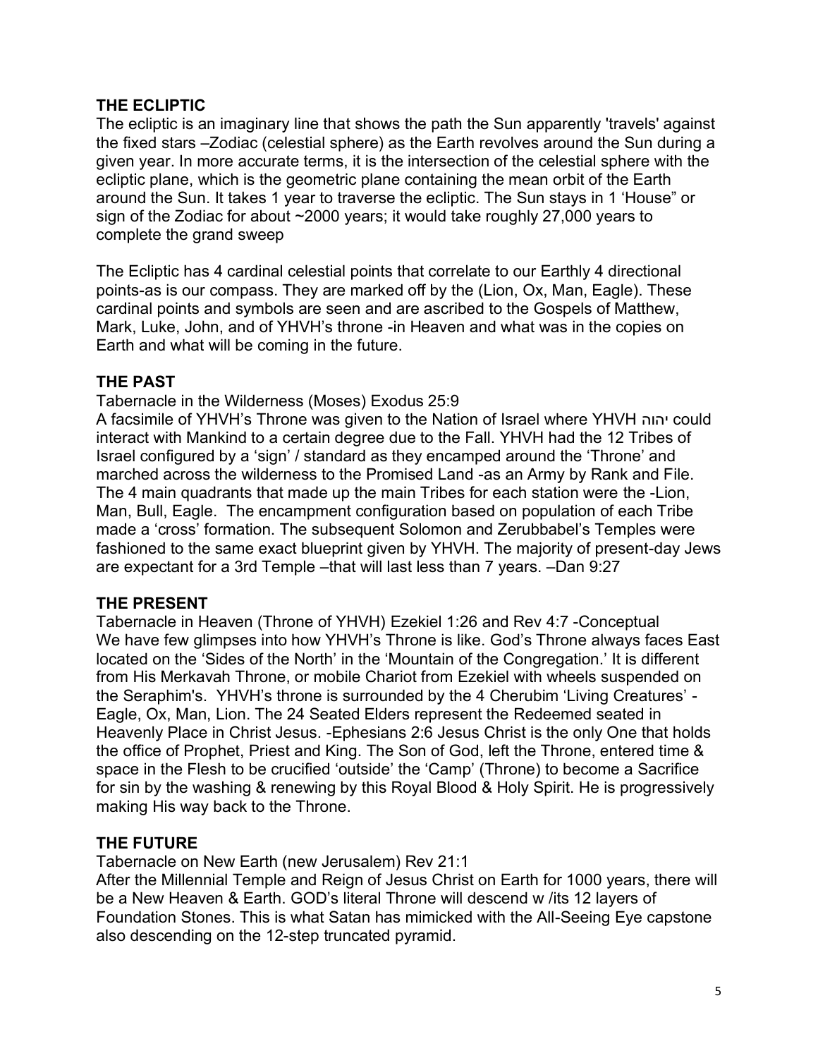## THE ECLIPTIC

The ecliptic is an imaginary line that shows the path the Sun apparently 'travels' against the fixed stars –Zodiac (celestial sphere) as the Earth revolves around the Sun during a given year. In more accurate terms, it is the intersection of the celestial sphere with the ecliptic plane, which is the geometric plane containing the mean orbit of the Earth around the Sun. It takes 1 year to traverse the ecliptic. The Sun stays in 1 'House" or sign of the Zodiac for about ~2000 years; it would take roughly 27,000 years to complete the grand sweep

The Ecliptic has 4 cardinal celestial points that correlate to our Earthly 4 directional points-as is our compass. They are marked off by the (Lion, Ox, Man, Eagle). These cardinal points and symbols are seen and are ascribed to the Gospels of Matthew, Mark, Luke, John, and of YHVH's throne -in Heaven and what was in the copies on Earth and what will be coming in the future.

## THE PAST

Tabernacle in the Wilderness (Moses) Exodus 25:9

A facsimile of YHVH's Throne was given to the Nation of Israel where YHVH יהוה could interact with Mankind to a certain degree due to the Fall. YHVH had the 12 Tribes of Israel configured by a 'sign' / standard as they encamped around the 'Throne' and marched across the wilderness to the Promised Land -as an Army by Rank and File. The 4 main quadrants that made up the main Tribes for each station were the -Lion, Man, Bull, Eagle. The encampment configuration based on population of each Tribe made a 'cross' formation. The subsequent Solomon and Zerubbabel's Temples were fashioned to the same exact blueprint given by YHVH. The majority of present-day Jews are expectant for a 3rd Temple –that will last less than 7 years. –Dan 9:27

## THE PRESENT

Tabernacle in Heaven (Throne of YHVH) Ezekiel 1:26 and Rev 4:7 -Conceptual

We have few glimpses into how YHVH's Throne is like. God's Throne always faces East located on the 'Sides of the North' in the 'Mountain of the Congregation.' It is different from His Merkavah Throne, or mobile Chariot from Ezekiel with wheels suspended on the Seraphim's. YHVH's throne is surrounded by the 4 Cherubim 'Living Creatures' - Eagle, Ox, Man, Lion. The 24 Seated Elders represent the Redeemed seated in Heavenly Place in Christ Jesus. -Ephesians 2:6 Jesus Christ is the only One that holds the office of Prophet, Priest and King. The Son of God, left the Throne, entered time & space in the Flesh to be crucified 'outside' the 'Camp' (Throne) to become a Sacrifice for sin by the washing & renewing by this Royal Blood & Holy Spirit. He is progressively making His way back to the Throne.

## THE FUTURE

Tabernacle on New Earth (new Jerusalem) Rev 21:1

After the Millennial Temple and Reign of Jesus Christ on Earth for 1000 years, there will be a New Heaven & Earth. GOD's literal Throne will descend w /its 12 layers of Foundation Stones. This is what Satan has mimicked with the All-Seeing Eye capstone also descending on the 12-step truncated pyramid.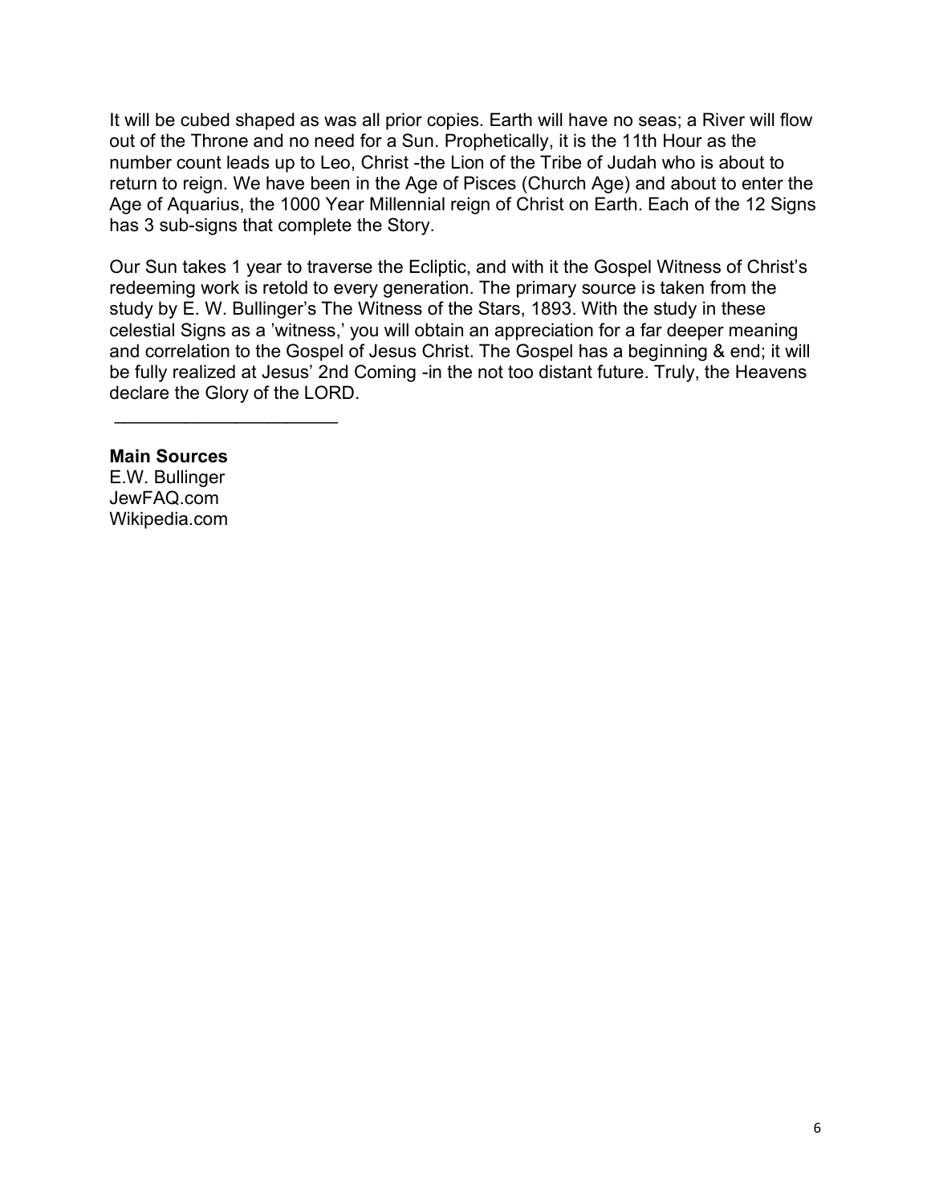It will be cubed shaped as was all prior copies. Earth will have no seas; a River will flow out of the Throne and no need for a Sun. Prophetically, it is the 11th Hour as the number count leads up to Leo, Christ -the Lion of the Tribe of Judah who is about to return to reign. We have been in the Age of Pisces (Church Age) and about to enter the Age of Aquarius, the 1000 Year Millennial reign of Christ on Earth. Each of the 12 Signs has 3 sub-signs that complete the Story.

Our Sun takes 1 year to traverse the Ecliptic, and with it the Gospel Witness of Christ's redeeming work is retold to every generation. The primary source is taken from the study by E. W. Bullinger's The Witness of the Stars, 1893. With the study in these celestial Signs as a 'witness,' you will obtain an appreciation for a far deeper meaning and correlation to the Gospel of Jesus Christ. The Gospel has a beginning & end; it will be fully realized at Jesus' 2nd Coming -in the not too distant future. Truly, the Heavens declare the Glory of the LORD.

---

**Main Sources**
E.W. Bullinger
JewFAQ.com
Wikipedia.com